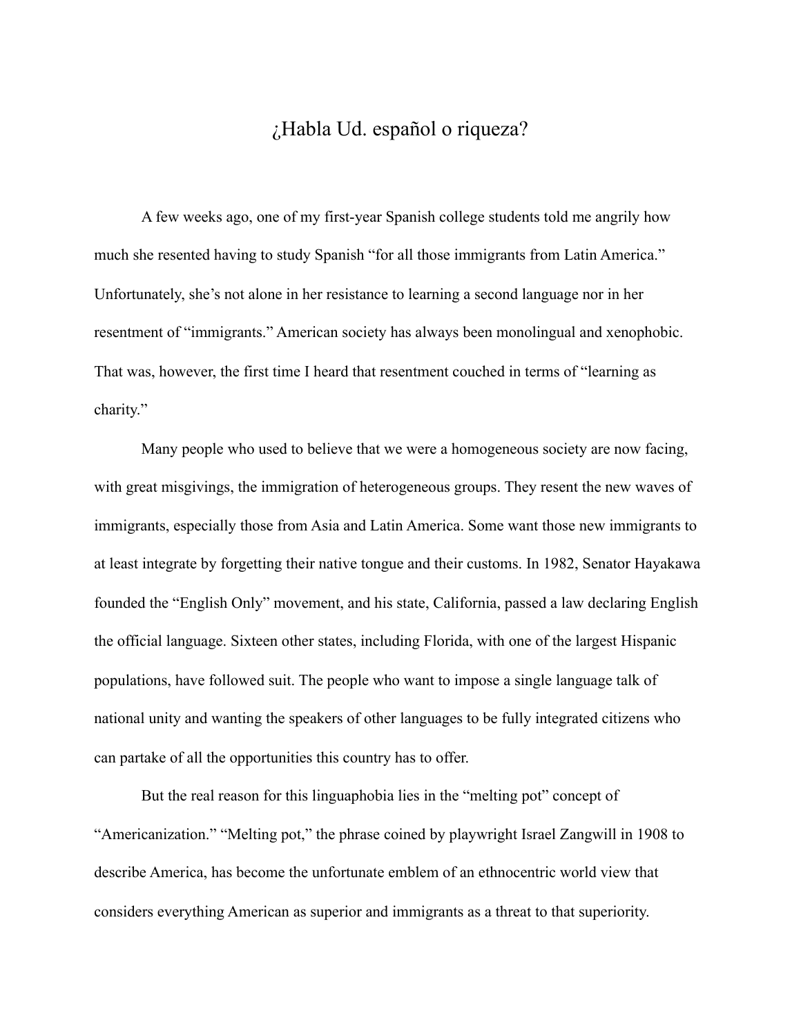# ¿Habla Ud. español o riqueza?

A few weeks ago, one of my first-year Spanish college students told me angrily how much she resented having to study Spanish "for all those immigrants from Latin America." Unfortunately, she's not alone in her resistance to learning a second language nor in her resentment of "immigrants." American society has always been monolingual and xenophobic. That was, however, the first time I heard that resentment couched in terms of "learning as charity."

Many people who used to believe that we were a homogeneous society are now facing, with great misgivings, the immigration of heterogeneous groups. They resent the new waves of immigrants, especially those from Asia and Latin America. Some want those new immigrants to at least integrate by forgetting their native tongue and their customs. In 1982, Senator Hayakawa founded the "English Only" movement, and his state, California, passed a law declaring English the official language. Sixteen other states, including Florida, with one of the largest Hispanic populations, have followed suit. The people who want to impose a single language talk of national unity and wanting the speakers of other languages to be fully integrated citizens who can partake of all the opportunities this country has to offer.

But the real reason for this linguaphobia lies in the "melting pot" concept of "Americanization." "Melting pot," the phrase coined by playwright Israel Zangwill in 1908 to describe America, has become the unfortunate emblem of an ethnocentric world view that considers everything American as superior and immigrants as a threat to that superiority.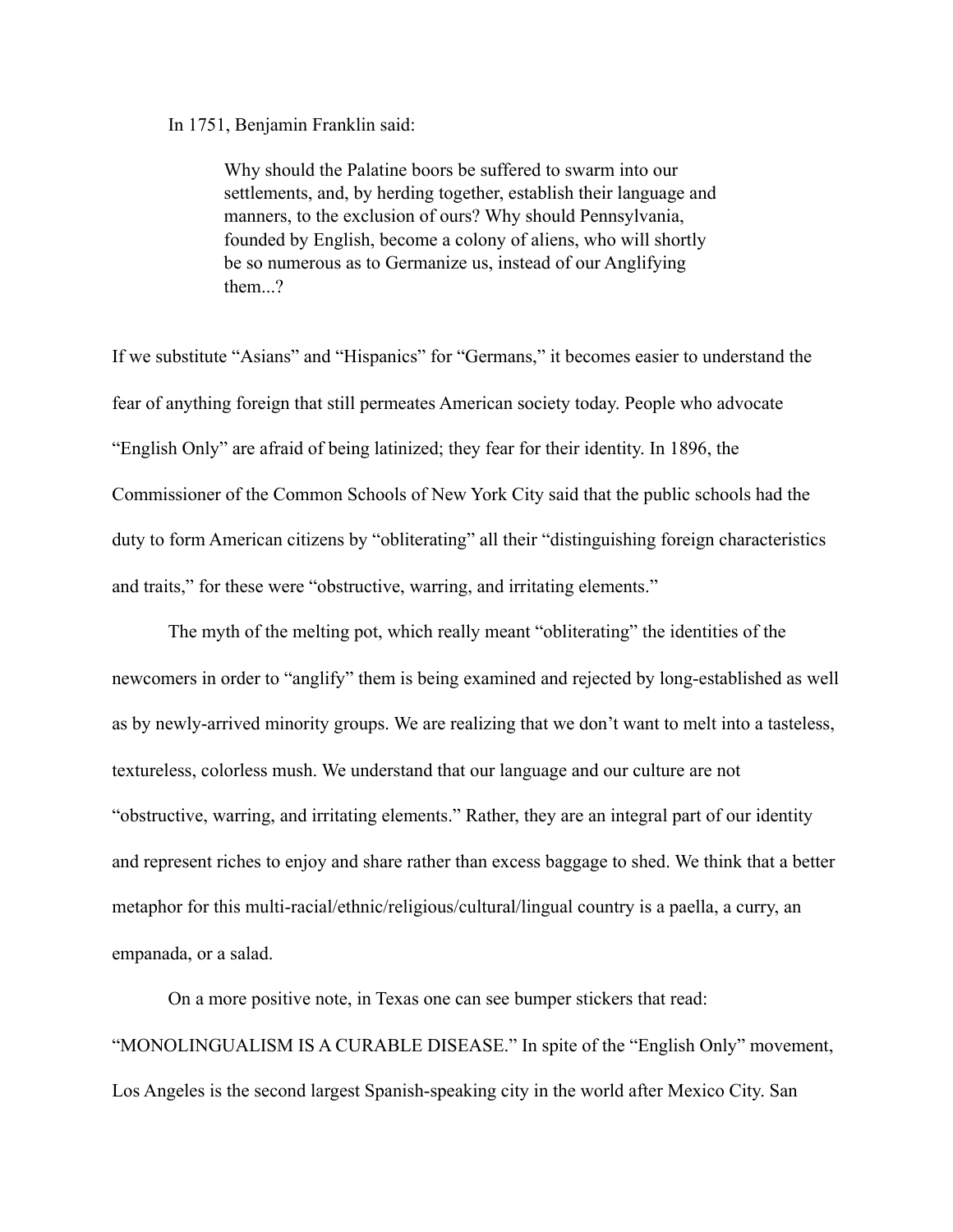In 1751, Benjamin Franklin said:

> Why should the Palatine boors be suffered to swarm into our settlements, and, by herding together, establish their language and manners, to the exclusion of ours? Why should Pennsylvania, founded by English, become a colony of aliens, who will shortly be so numerous as to Germanize us, instead of our Anglifying them...?

If we substitute "Asians" and "Hispanics" for "Germans," it becomes easier to understand the fear of anything foreign that still permeates American society today. People who advocate "English Only" are afraid of being latinized; they fear for their identity. In 1896, the Commissioner of the Common Schools of New York City said that the public schools had the duty to form American citizens by "obliterating" all their "distinguishing foreign characteristics and traits," for these were "obstructive, warring, and irritating elements."

The myth of the melting pot, which really meant "obliterating" the identities of the newcomers in order to "anglify" them is being examined and rejected by long-established as well as by newly-arrived minority groups. We are realizing that we don't want to melt into a tasteless, textureless, colorless mush. We understand that our language and our culture are not "obstructive, warring, and irritating elements." Rather, they are an integral part of our identity and represent riches to enjoy and share rather than excess baggage to shed. We think that a better metaphor for this multi-racial/ethnic/religious/cultural/lingual country is a paella, a curry, an empanada, or a salad.

On a more positive note, in Texas one can see bumper stickers that read: "MONOLINGUALISM IS A CURABLE DISEASE." In spite of the "English Only" movement, Los Angeles is the second largest Spanish-speaking city in the world after Mexico City. San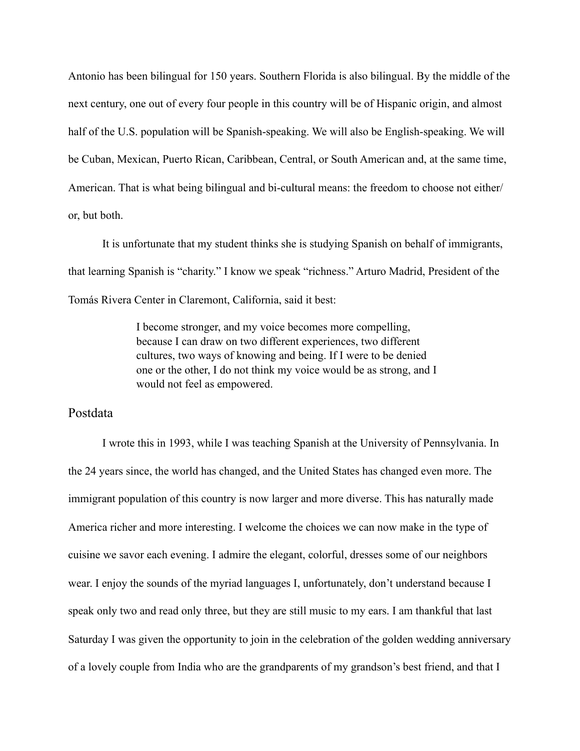Antonio has been bilingual for 150 years. Southern Florida is also bilingual. By the middle of the next century, one out of every four people in this country will be of Hispanic origin, and almost half of the U.S. population will be Spanish-speaking. We will also be English-speaking. We will be Cuban, Mexican, Puerto Rican, Caribbean, Central, or South American and, at the same time, American. That is what being bilingual and bi-cultural means: the freedom to choose not either/or, but both.

It is unfortunate that my student thinks she is studying Spanish on behalf of immigrants, that learning Spanish is "charity." I know we speak "richness." Arturo Madrid, President of the Tomás Rivera Center in Claremont, California, said it best:

> I become stronger, and my voice becomes more compelling, because I can draw on two different experiences, two different cultures, two ways of knowing and being. If I were to be denied one or the other, I do not think my voice would be as strong, and I would not feel as empowered.

## Postdata

I wrote this in 1993, while I was teaching Spanish at the University of Pennsylvania. In the 24 years since, the world has changed, and the United States has changed even more. The immigrant population of this country is now larger and more diverse. This has naturally made America richer and more interesting. I welcome the choices we can now make in the type of cuisine we savor each evening. I admire the elegant, colorful, dresses some of our neighbors wear. I enjoy the sounds of the myriad languages I, unfortunately, don't understand because I speak only two and read only three, but they are still music to my ears. I am thankful that last Saturday I was given the opportunity to join in the celebration of the golden wedding anniversary of a lovely couple from India who are the grandparents of my grandson's best friend, and that I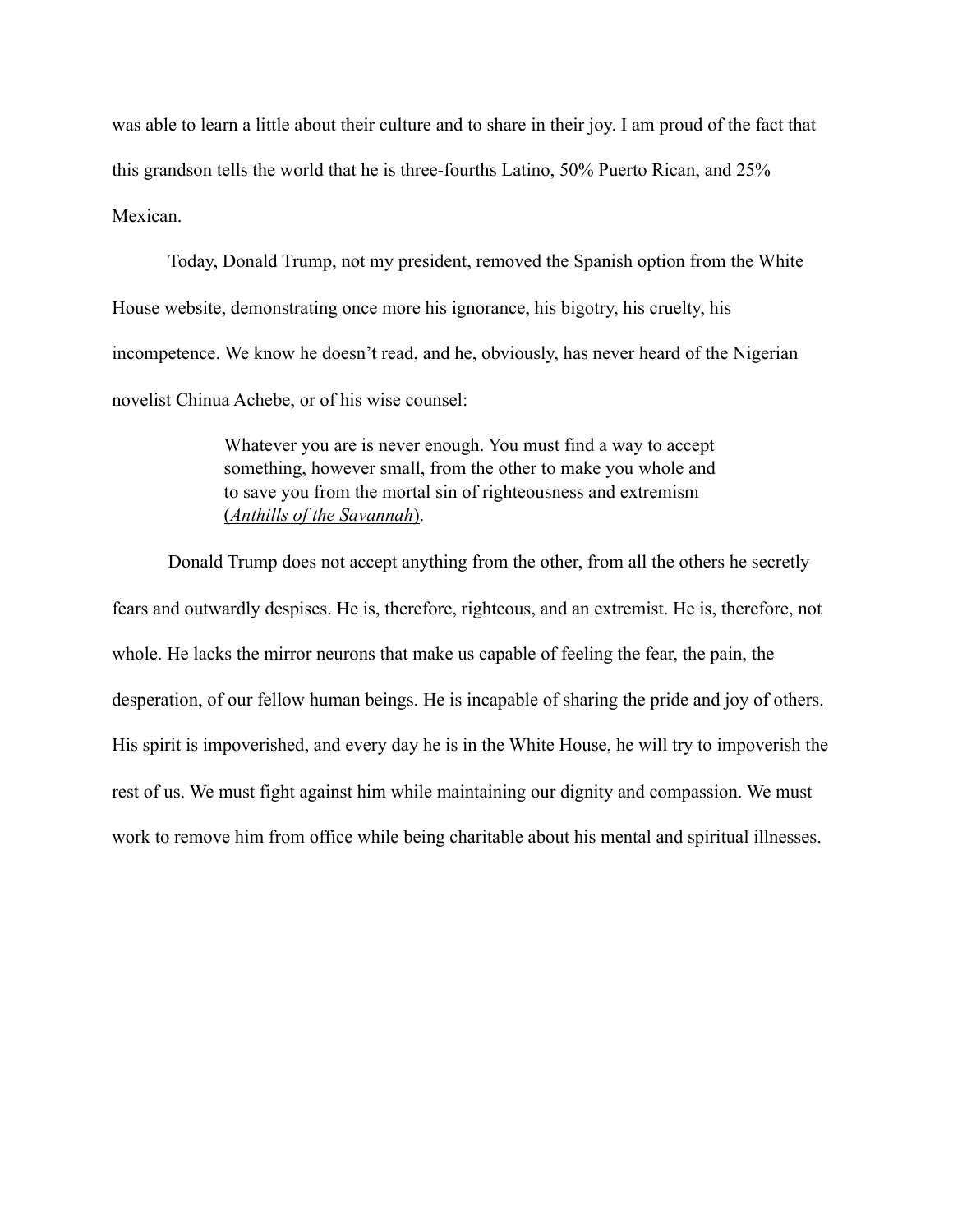was able to learn a little about their culture and to share in their joy. I am proud of the fact that this grandson tells the world that he is three-fourths Latino, 50% Puerto Rican, and 25% Mexican.

Today, Donald Trump, not my president, removed the Spanish option from the White House website, demonstrating once more his ignorance, his bigotry, his cruelty, his incompetence. We know he doesn't read, and he, obviously, has never heard of the Nigerian novelist Chinua Achebe, or of his wise counsel:

> Whatever you are is never enough. You must find a way to accept something, however small, from the other to make you whole and to save you from the mortal sin of righteousness and extremism (*Anthills of the Savannah*).

Donald Trump does not accept anything from the other, from all the others he secretly fears and outwardly despises. He is, therefore, righteous, and an extremist. He is, therefore, not whole. He lacks the mirror neurons that make us capable of feeling the fear, the pain, the desperation, of our fellow human beings. He is incapable of sharing the pride and joy of others. His spirit is impoverished, and every day he is in the White House, he will try to impoverish the rest of us. We must fight against him while maintaining our dignity and compassion. We must work to remove him from office while being charitable about his mental and spiritual illnesses.